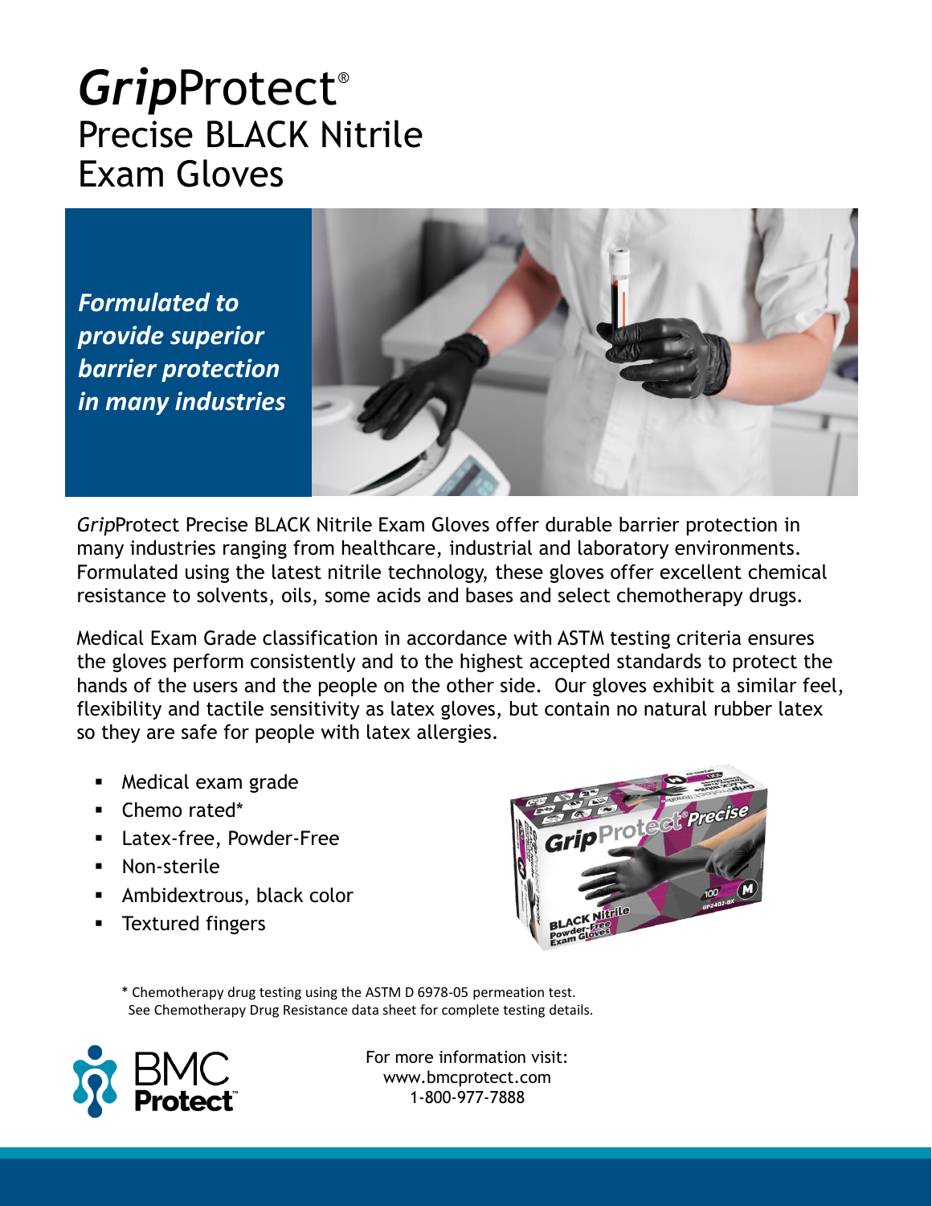# *Grip*Protect®
# Precise BLACK Nitrile Exam Gloves

***Formulated to provide superior barrier protection in many industries***

*Grip*Protect Precise BLACK Nitrile Exam Gloves offer durable barrier protection in many industries ranging from healthcare, industrial and laboratory environments. Formulated using the latest nitrile technology, these gloves offer excellent chemical resistance to solvents, oils, some acids and bases and select chemotherapy drugs.

Medical Exam Grade classification in accordance with ASTM testing criteria ensures the gloves perform consistently and to the highest accepted standards to protect the hands of the users and the people on the other side. Our gloves exhibit a similar feel, flexibility and tactile sensitivity as latex gloves, but contain no natural rubber latex so they are safe for people with latex allergies.

- Medical exam grade
- Chemo rated*
- Latex-free, Powder-Free
- Non-sterile
- Ambidextrous, black color
- Textured fingers

\* Chemotherapy drug testing using the ASTM D 6978-05 permeation test.
See Chemotherapy Drug Resistance data sheet for complete testing details.

BMC Protect

For more information visit:
www.bmcprotect.com
1-800-977-7888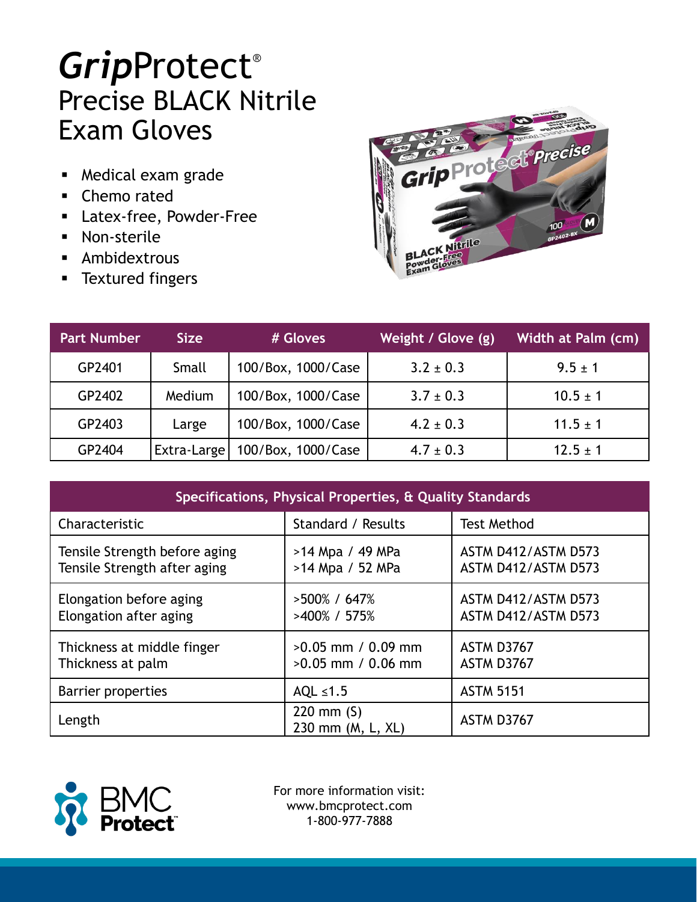# *Grip*Protect®

## Precise BLACK Nitrile Exam Gloves

- Medical exam grade
- Chemo rated
- Latex-free, Powder-Free
- Non-sterile
- Ambidextrous
- Textured fingers

| Part Number | Size | # Gloves | Weight / Glove (g) | Width at Palm (cm) |
|---|---|---|---|---|
| GP2401 | Small | 100/Box, 1000/Case | 3.2 ± 0.3 | 9.5 ± 1 |
| GP2402 | Medium | 100/Box, 1000/Case | 3.7 ± 0.3 | 10.5 ± 1 |
| GP2403 | Large | 100/Box, 1000/Case | 4.2 ± 0.3 | 11.5 ± 1 |
| GP2404 | Extra-Large | 100/Box, 1000/Case | 4.7 ± 0.3 | 12.5 ± 1 |

| Specifications, Physical Properties, & Quality Standards | | |
|---|---|---|
| Characteristic | Standard / Results | Test Method |
| Tensile Strength before aging<br>Tensile Strength after aging | >14 Mpa / 49 MPa<br>>14 Mpa / 52 MPa | ASTM D412/ASTM D573<br>ASTM D412/ASTM D573 |
| Elongation before aging<br>Elongation after aging | >500% / 647%<br>>400% / 575% | ASTM D412/ASTM D573<br>ASTM D412/ASTM D573 |
| Thickness at middle finger<br>Thickness at palm | >0.05 mm / 0.09 mm<br>>0.05 mm / 0.06 mm | ASTM D3767<br>ASTM D3767 |
| Barrier properties | AQL ≤1.5 | ASTM 5151 |
| Length | 220 mm (S)<br>230 mm (M, L, XL) | ASTM D3767 |

BMC Protect™

For more information visit:
www.bmcprotect.com
1-800-977-7888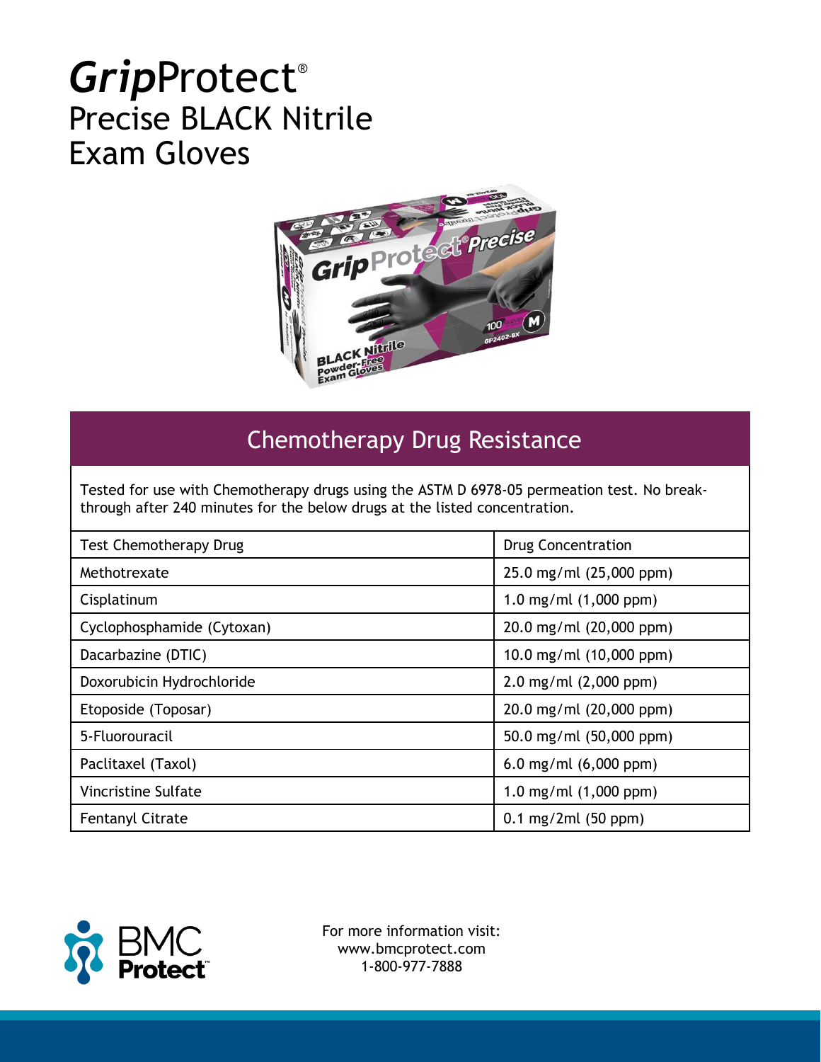# *Grip*Protect®
## Precise BLACK Nitrile Exam Gloves

## Chemotherapy Drug Resistance

Tested for use with Chemotherapy drugs using the ASTM D 6978-05 permeation test. No break-through after 240 minutes for the below drugs at the listed concentration.

| Test Chemotherapy Drug | Drug Concentration |
|---|---|
| Methotrexate | 25.0 mg/ml (25,000 ppm) |
| Cisplatinum | 1.0 mg/ml (1,000 ppm) |
| Cyclophosphamide (Cytoxan) | 20.0 mg/ml (20,000 ppm) |
| Dacarbazine (DTIC) | 10.0 mg/ml (10,000 ppm) |
| Doxorubicin Hydrochloride | 2.0 mg/ml (2,000 ppm) |
| Etoposide (Toposar) | 20.0 mg/ml (20,000 ppm) |
| 5-Fluorouracil | 50.0 mg/ml (50,000 ppm) |
| Paclitaxel (Taxol) | 6.0 mg/ml (6,000 ppm) |
| Vincristine Sulfate | 1.0 mg/ml (1,000 ppm) |
| Fentanyl Citrate | 0.1 mg/2ml (50 ppm) |

BMC Protect™

For more information visit:
www.bmcprotect.com
1-800-977-7888